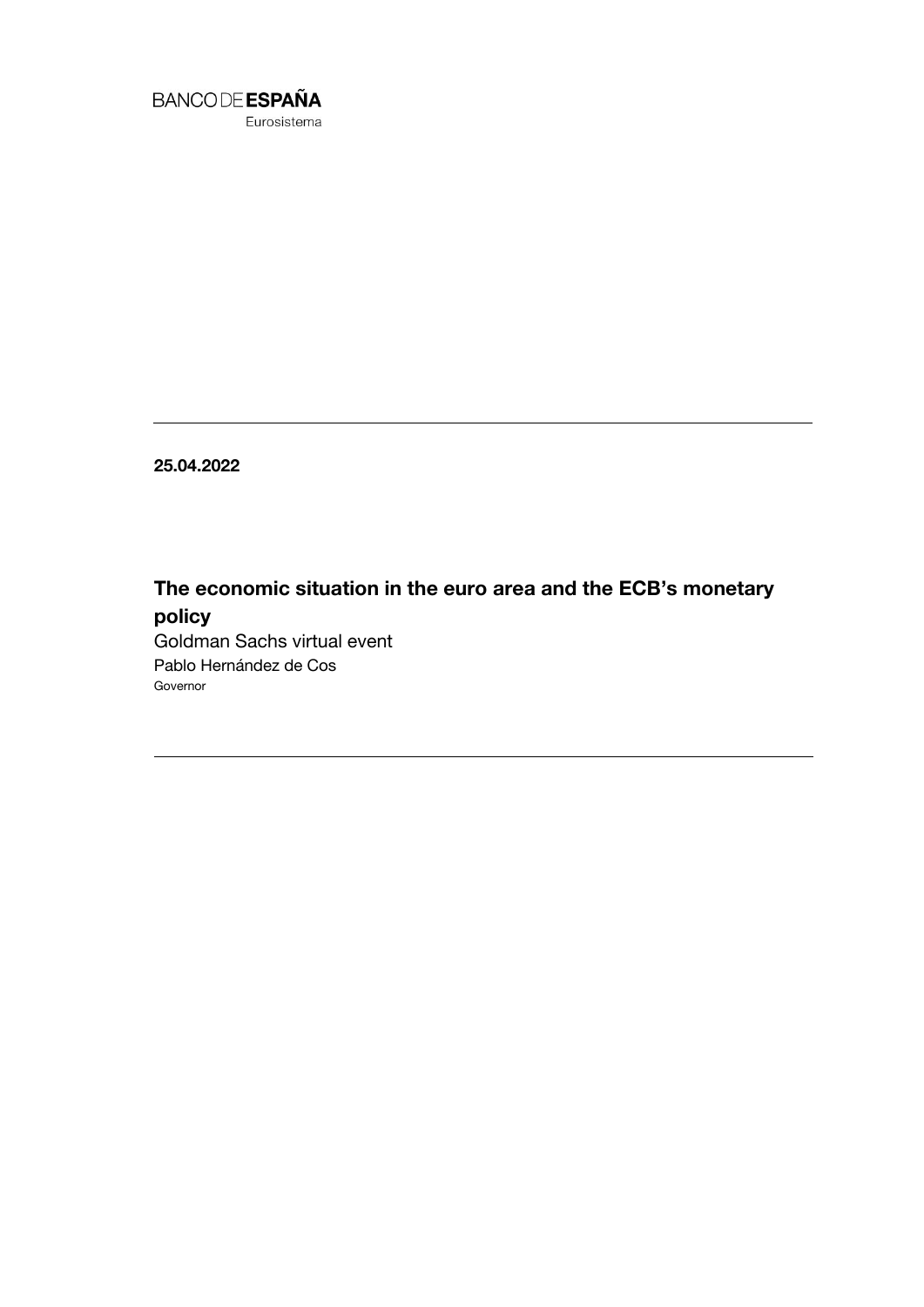BANCO DE **ESPAÑA**

Eurosistema

**25.04.2022**

# The economic situation in the euro area and the ECB's monetary policy

Goldman Sachs virtual event

Pablo Hernández de Cos

Governor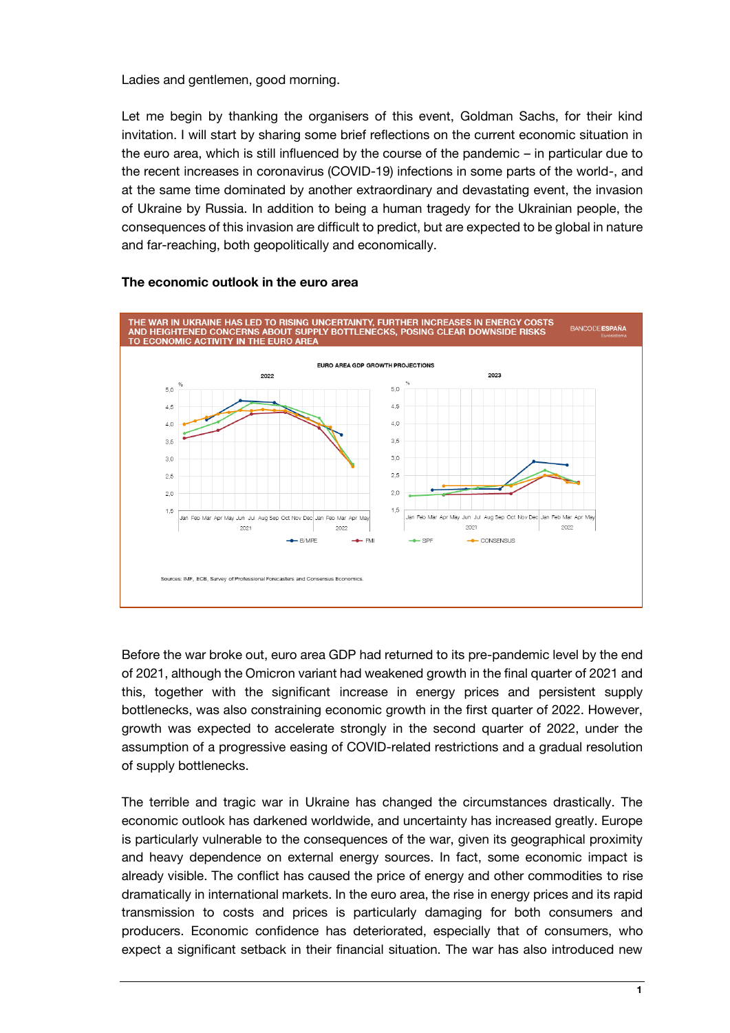Ladies and gentlemen, good morning.

Let me begin by thanking the organisers of this event, Goldman Sachs, for their kind invitation. I will start by sharing some brief reflections on the current economic situation in the euro area, which is still influenced by the course of the pandemic – in particular due to the recent increases in coronavirus (COVID-19) infections in some parts of the world-, and at the same time dominated by another extraordinary and devastating event, the invasion of Ukraine by Russia. In addition to being a human tragedy for the Ukrainian people, the consequences of this invasion are difficult to predict, but are expected to be global in nature and far-reaching, both geopolitically and economically.

## The economic outlook in the euro area

THE WAR IN UKRAINE HAS LED TO RISING UNCERTAINTY, FURTHER INCREASES IN ENERGY COSTS AND HEIGHTENED CONCERNS ABOUT SUPPLY BOTTLENECKS, POSING CLEAR DOWNSIDE RISKS TO ECONOMIC ACTIVITY IN THE EURO AREA

EURO AREA GDP GROWTH PROJECTIONS

Sources: IMF, ECB, Survey of Professional Forecasters and Consensus Economics.

Before the war broke out, euro area GDP had returned to its pre-pandemic level by the end of 2021, although the Omicron variant had weakened growth in the final quarter of 2021 and this, together with the significant increase in energy prices and persistent supply bottlenecks, was also constraining economic growth in the first quarter of 2022. However, growth was expected to accelerate strongly in the second quarter of 2022, under the assumption of a progressive easing of COVID-related restrictions and a gradual resolution of supply bottlenecks.

The terrible and tragic war in Ukraine has changed the circumstances drastically. The economic outlook has darkened worldwide, and uncertainty has increased greatly. Europe is particularly vulnerable to the consequences of the war, given its geographical proximity and heavy dependence on external energy sources. In fact, some economic impact is already visible. The conflict has caused the price of energy and other commodities to rise dramatically in international markets. In the euro area, the rise in energy prices and its rapid transmission to costs and prices is particularly damaging for both consumers and producers. Economic confidence has deteriorated, especially that of consumers, who expect a significant setback in their financial situation. The war has also introduced new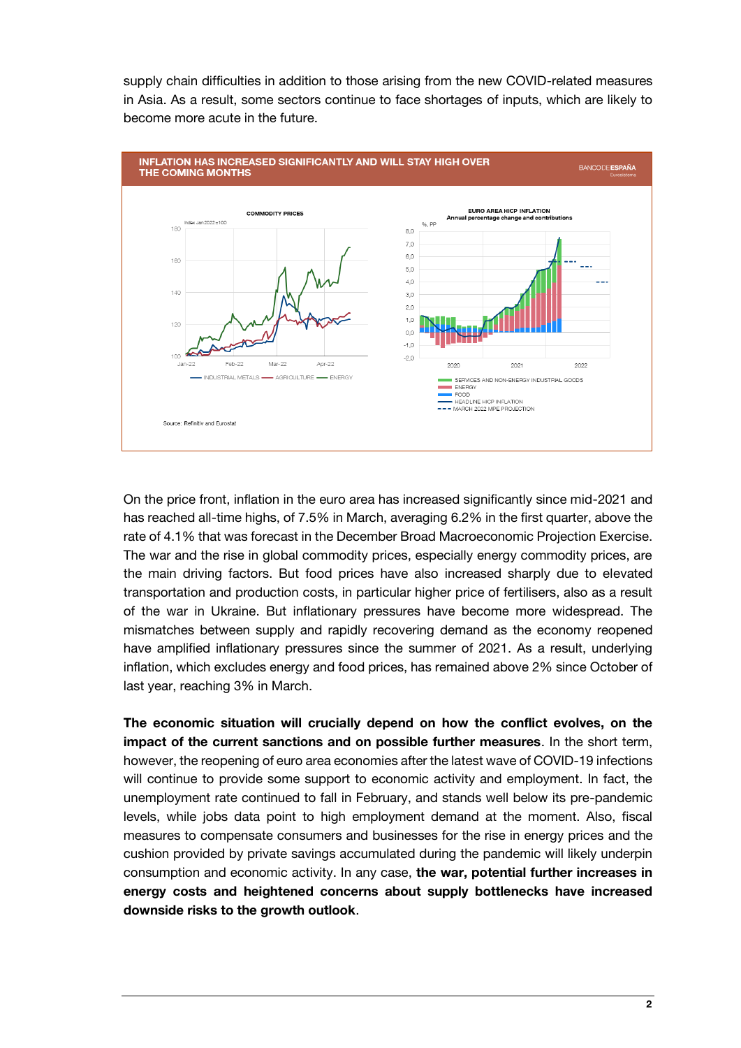supply chain difficulties in addition to those arising from the new COVID-related measures in Asia. As a result, some sectors continue to face shortages of inputs, which are likely to become more acute in the future.

**INFLATION HAS INCREASED SIGNIFICANTLY AND WILL STAY HIGH OVER THE COMING MONTHS**

COMMODITY PRICES

Index Jan 2022 = 100

— INDUSTRIAL METALS — AGRICULTURE — ENERGY

EURO AREA HICP INFLATION

Annual percentage change and contributions

%, PP

SERVICES AND NON-ENERGY INDUSTRIAL GOODS
ENERGY
FOOD
HEADLINE HICP INFLATION
MARCH 2022 MPE PROJECTION

Source: Refinitiv and Eurostat

On the price front, inflation in the euro area has increased significantly since mid-2021 and has reached all-time highs, of 7.5% in March, averaging 6.2% in the first quarter, above the rate of 4.1% that was forecast in the December Broad Macroeconomic Projection Exercise. The war and the rise in global commodity prices, especially energy commodity prices, are the main driving factors. But food prices have also increased sharply due to elevated transportation and production costs, in particular higher price of fertilisers, also as a result of the war in Ukraine. But inflationary pressures have become more widespread. The mismatches between supply and rapidly recovering demand as the economy reopened have amplified inflationary pressures since the summer of 2021. As a result, underlying inflation, which excludes energy and food prices, has remained above 2% since October of last year, reaching 3% in March.

**The economic situation will crucially depend on how the conflict evolves, on the impact of the current sanctions and on possible further measures**. In the short term, however, the reopening of euro area economies after the latest wave of COVID-19 infections will continue to provide some support to economic activity and employment. In fact, the unemployment rate continued to fall in February, and stands well below its pre-pandemic levels, while jobs data point to high employment demand at the moment. Also, fiscal measures to compensate consumers and businesses for the rise in energy prices and the cushion provided by private savings accumulated during the pandemic will likely underpin consumption and economic activity. In any case, **the war, potential further increases in energy costs and heightened concerns about supply bottlenecks have increased downside risks to the growth outlook**.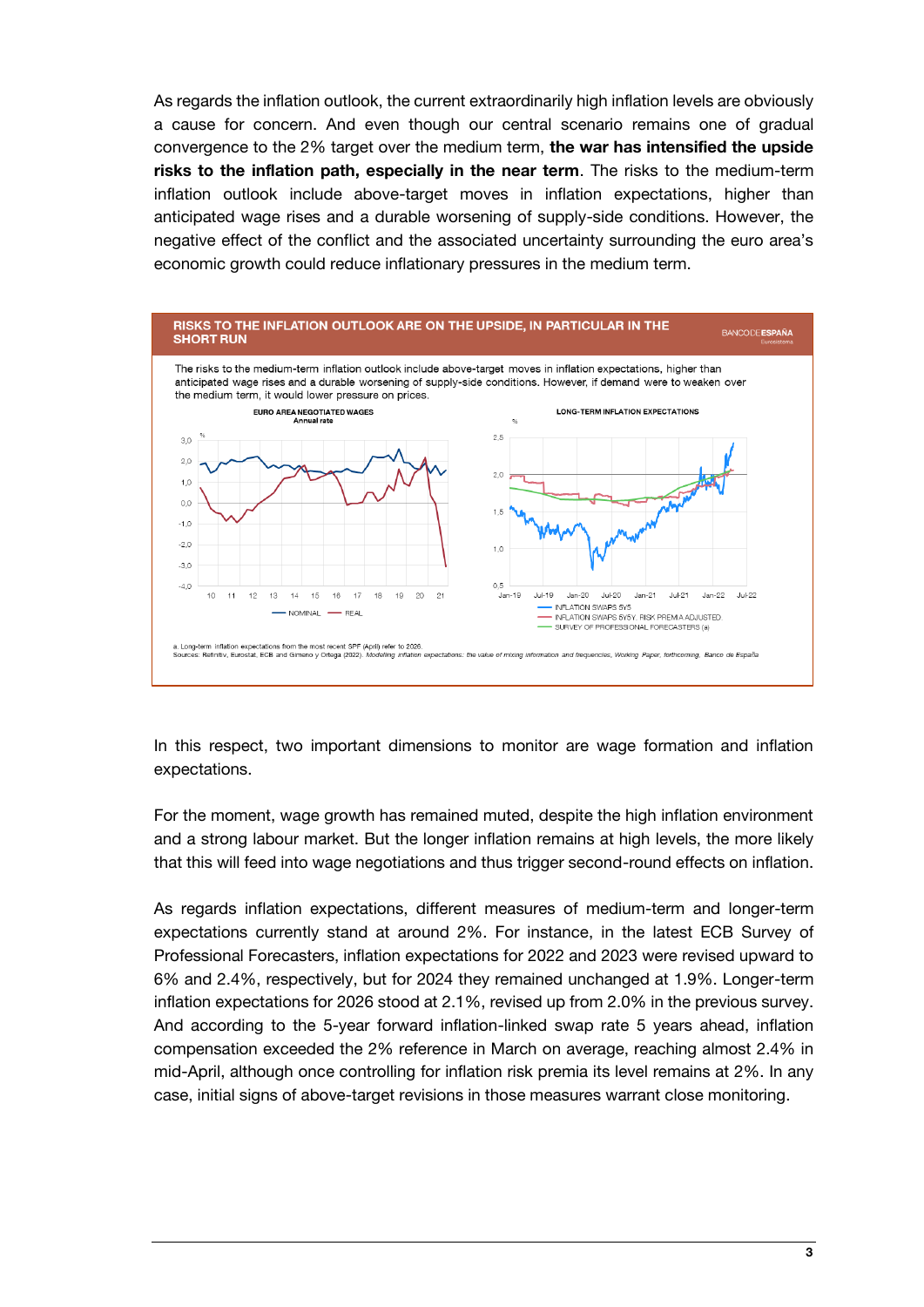As regards the inflation outlook, the current extraordinarily high inflation levels are obviously a cause for concern. And even though our central scenario remains one of gradual convergence to the 2% target over the medium term, **the war has intensified the upside risks to the inflation path, especially in the near term**. The risks to the medium-term inflation outlook include above-target moves in inflation expectations, higher than anticipated wage rises and a durable worsening of supply-side conditions. However, the negative effect of the conflict and the associated uncertainty surrounding the euro area's economic growth could reduce inflationary pressures in the medium term.

**RISKS TO THE INFLATION OUTLOOK ARE ON THE UPSIDE, IN PARTICULAR IN THE SHORT RUN**

The risks to the medium-term inflation outlook include above-target moves in inflation expectations, higher than anticipated wage rises and a durable worsening of supply-side conditions. However, if demand were to weaken over the medium term, it would lower pressure on prices.

EURO AREA NEGOTIATED WAGES
Annual rate

LONG-TERM INFLATION EXPECTATIONS

a. Long-term inflation expectations from the most recent SPF (April) refer to 2026.
Sources: Refinitiv, Eurostat, ECB and Gimeno y Ortega (2022). *Modelling inflation expectations: the value of mixing information and frequencies*, Working Paper, forthcoming, Banco de España

In this respect, two important dimensions to monitor are wage formation and inflation expectations.

For the moment, wage growth has remained muted, despite the high inflation environment and a strong labour market. But the longer inflation remains at high levels, the more likely that this will feed into wage negotiations and thus trigger second-round effects on inflation.

As regards inflation expectations, different measures of medium-term and longer-term expectations currently stand at around 2%. For instance, in the latest ECB Survey of Professional Forecasters, inflation expectations for 2022 and 2023 were revised upward to 6% and 2.4%, respectively, but for 2024 they remained unchanged at 1.9%. Longer-term inflation expectations for 2026 stood at 2.1%, revised up from 2.0% in the previous survey. And according to the 5-year forward inflation-linked swap rate 5 years ahead, inflation compensation exceeded the 2% reference in March on average, reaching almost 2.4% in mid-April, although once controlling for inflation risk premia its level remains at 2%. In any case, initial signs of above-target revisions in those measures warrant close monitoring.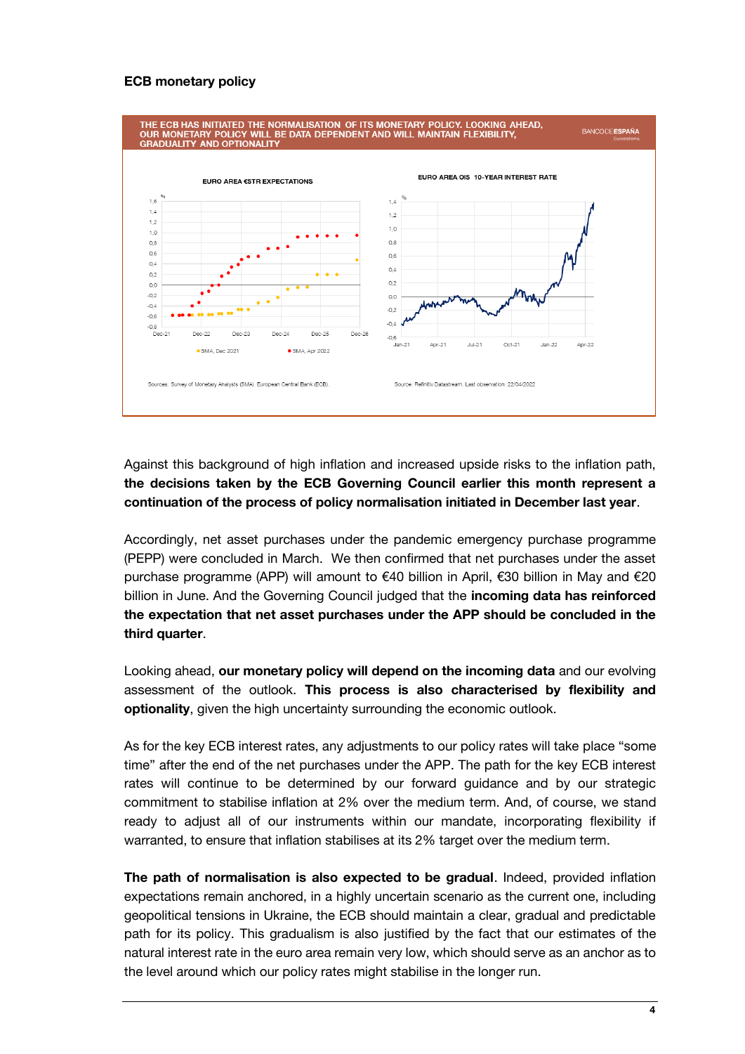## ECB monetary policy

THE ECB HAS INITIATED THE NORMALISATION OF ITS MONETARY POLICY. LOOKING AHEAD, OUR MONETARY POLICY WILL BE DATA DEPENDENT AND WILL MAINTAIN FLEXIBILITY, GRADUALITY AND OPTIONALITY

EURO AREA €STR EXPECTATIONS

Sources: Survey of Monetary Analysts (SMA). European Central Bank (ECB).

EURO AREA OIS 10-YEAR INTEREST RATE

Source: Refinitiv Datastream. Last observation: 22/04/2022

Against this background of high inflation and increased upside risks to the inflation path, **the decisions taken by the ECB Governing Council earlier this month represent a continuation of the process of policy normalisation initiated in December last year**.

Accordingly, net asset purchases under the pandemic emergency purchase programme (PEPP) were concluded in March. We then confirmed that net purchases under the asset purchase programme (APP) will amount to €40 billion in April, €30 billion in May and €20 billion in June. And the Governing Council judged that the **incoming data has reinforced the expectation that net asset purchases under the APP should be concluded in the third quarter**.

Looking ahead, **our monetary policy will depend on the incoming data** and our evolving assessment of the outlook. **This process is also characterised by flexibility and optionality**, given the high uncertainty surrounding the economic outlook.

As for the key ECB interest rates, any adjustments to our policy rates will take place "some time" after the end of the net purchases under the APP. The path for the key ECB interest rates will continue to be determined by our forward guidance and by our strategic commitment to stabilise inflation at 2% over the medium term. And, of course, we stand ready to adjust all of our instruments within our mandate, incorporating flexibility if warranted, to ensure that inflation stabilises at its 2% target over the medium term.

**The path of normalisation is also expected to be gradual**. Indeed, provided inflation expectations remain anchored, in a highly uncertain scenario as the current one, including geopolitical tensions in Ukraine, the ECB should maintain a clear, gradual and predictable path for its policy. This gradualism is also justified by the fact that our estimates of the natural interest rate in the euro area remain very low, which should serve as an anchor as to the level around which our policy rates might stabilise in the longer run.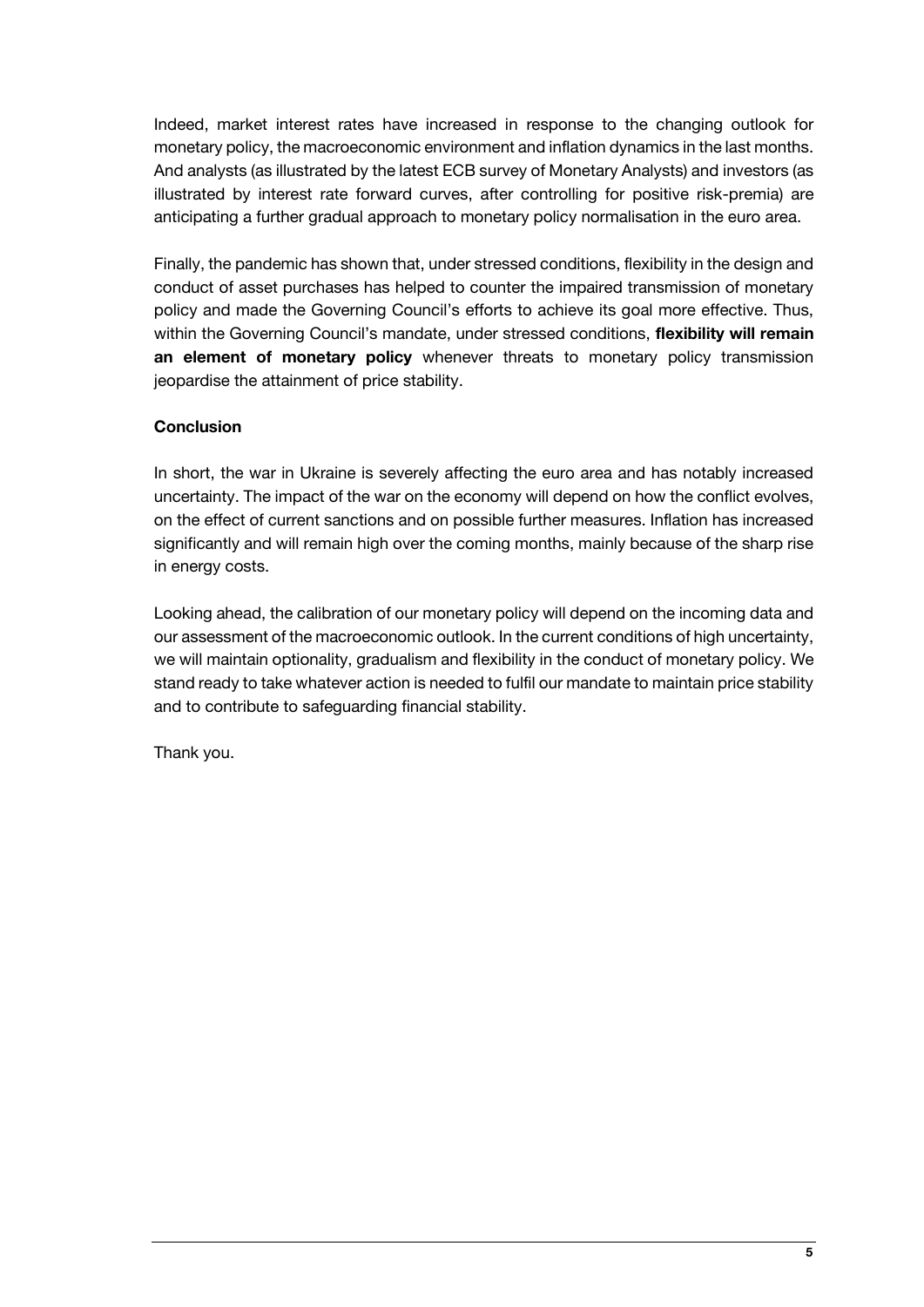Indeed, market interest rates have increased in response to the changing outlook for monetary policy, the macroeconomic environment and inflation dynamics in the last months. And analysts (as illustrated by the latest ECB survey of Monetary Analysts) and investors (as illustrated by interest rate forward curves, after controlling for positive risk-premia) are anticipating a further gradual approach to monetary policy normalisation in the euro area.

Finally, the pandemic has shown that, under stressed conditions, flexibility in the design and conduct of asset purchases has helped to counter the impaired transmission of monetary policy and made the Governing Council's efforts to achieve its goal more effective. Thus, within the Governing Council's mandate, under stressed conditions, **flexibility will remain an element of monetary policy** whenever threats to monetary policy transmission jeopardise the attainment of price stability.

## Conclusion

In short, the war in Ukraine is severely affecting the euro area and has notably increased uncertainty. The impact of the war on the economy will depend on how the conflict evolves, on the effect of current sanctions and on possible further measures. Inflation has increased significantly and will remain high over the coming months, mainly because of the sharp rise in energy costs.

Looking ahead, the calibration of our monetary policy will depend on the incoming data and our assessment of the macroeconomic outlook. In the current conditions of high uncertainty, we will maintain optionality, gradualism and flexibility in the conduct of monetary policy. We stand ready to take whatever action is needed to fulfil our mandate to maintain price stability and to contribute to safeguarding financial stability.

Thank you.